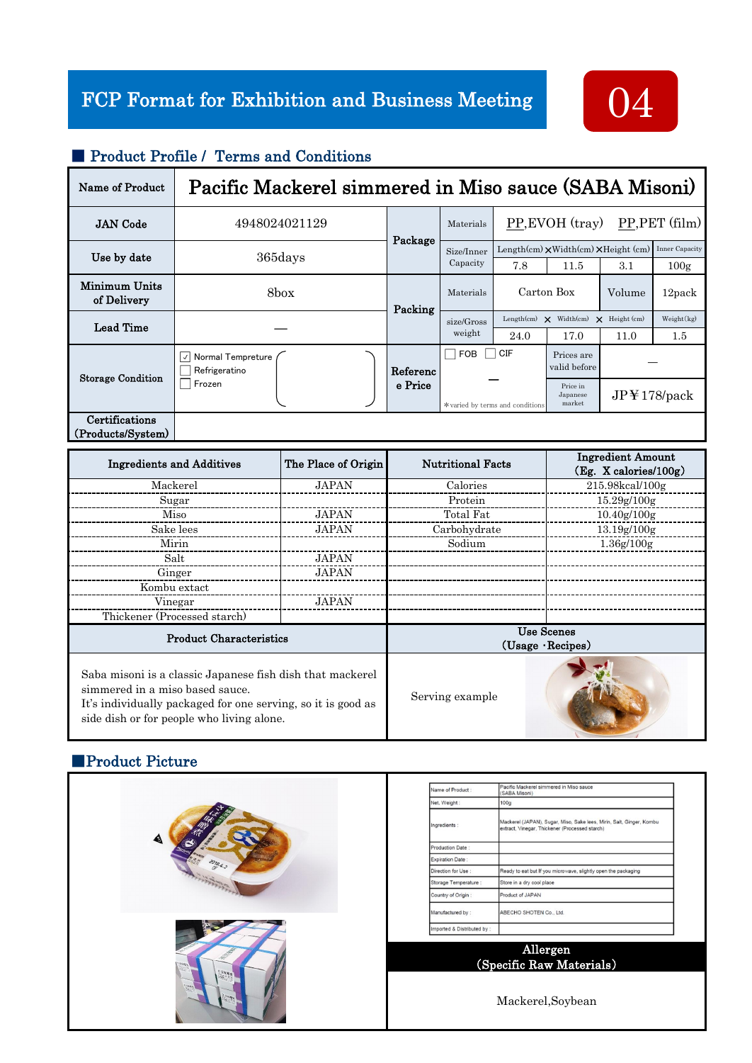# FCP Format for Exhibition and Business Meeting

04

## ■ Product Profile / Terms and Conditions

| Name of Product | Pacific Mackerel simmered in Miso sauce (SABA Misoni) | | | | | | |
|---|---|---|---|---|---|---|---|
| JAN Code | 4948024021129 | Package | Materials | PP,EVOH (tray) PP,PET (film) | | | |
| Use by date | 365days | | Size/Inner Capacity | Length(cm) × Width(cm) × Height (cm) | | | Inner Capacity |
| | | | | 7.8 | 11.5 | 3.1 | 100g |
| Minimum Units of Delivery | 8box | Packing | Materials | Carton Box | | Volume | 12pack |
| Lead Time | — | | size/Gross weight | Length(cm) × | Width(cm) × | Height (cm) | Weight(kg) |
| | | | | 24.0 | 17.0 | 11.0 | 1.5 |
| Storage Condition | ☑ Normal Tempreture ☐ Refrigeratino ☐ Frozen | Reference Price | ☐ FOB ☐ CIF — *varied by terms and conditions | | Prices are valid before | — | |
| | | | | | Price in Japanese market | JP¥178/pack | |
| Certifications (Products/System) | | | | | | | |

| Ingredients and Additives | The Place of Origin | Nutritional Facts | Ingredient Amount (Eg. X calories/100g) |
|---|---|---|---|
| Mackerel | JAPAN | Calories | 215.98kcal/100g |
| Sugar | | Protein | 15.29g/100g |
| Miso | JAPAN | Total Fat | 10.40g/100g |
| Sake lees | JAPAN | Carbohydrate | 13.19g/100g |
| Mirin | | Sodium | 1.36g/100g |
| Salt | JAPAN | | |
| Ginger | JAPAN | | |
| Kombu extact | | | |
| Vinegar | JAPAN | | |
| Thickener (Processed starch) | | | |

| Product Characteristics | Use Scenes (Usage ·Recipes) |
|---|---|
| Saba misoni is a classic Japanese fish dish that mackerel simmered in a miso based sauce. It's individually packaged for one serving, so it is good as side dish or for people who living alone. | Serving example |

## ■Product Picture

| Name of Product : | Pacific Mackerel simmered in Miso sauce (SABA Misoni) |
|---|---|
| Net. Weight : | 100g |
| Ingredients : | Mackerel (JAPAN), Sugar, Miso, Sake lees, Mirin, Salt, Ginger, Kombu extract, Vinegar, Thickener (Processed starch) |
| Production Date : | |
| Expiration Date : | |
| Direction for Use : | Ready to eat but If you microwave, slightly open the packaging |
| Storage Temperature : | Store in a dry cool place |
| Country of Origin : | Product of JAPAN |
| Manufactured by : | ABECHO SHOTEN Co., Ltd. |
| Imported & Distributed by : | |

**Allergen (Specific Raw Materials)**

Mackerel,Soybean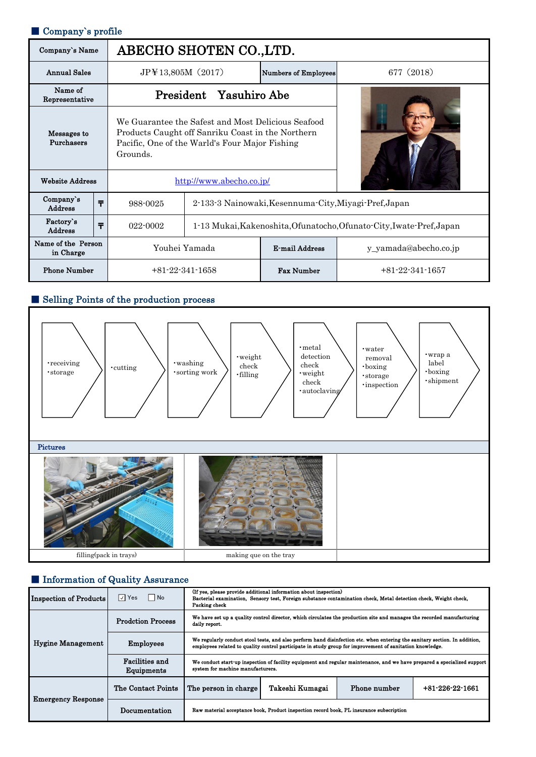## ■ Company`s profile

| | | | |
|---|---|---|---|
| Company`s Name | ABECHO SHOTEN CO.,LTD. | | |
| Annual Sales | JP¥13,805M（2017） | Numbers of Employees | 677（2018） |
| Name of Representative | President　Yasuhiro Abe | | |
| Messages to Purchasers | We Guarantee the Safest and Most Delicious Seafood Products Caught off Sanriku Coast in the Northern Pacific, One of the World's Four Major Fishing Grounds. | | |
| Website Address | http://www.abecho.co.jp/ | | |
| Company`s Address 〒 | 988-0025 | 2-133-3 Nainowaki,Kesennuma-City,Miyagi-Pref,Japan | |
| Factory`s Address 〒 | 022-0002 | 1-13 Mukai,Kakenoshita,Ofunatocho,Ofunato-City,Iwate-Pref,Japan | |
| Name of the Person in Charge | Youhei Yamada | E-mail Address | y_yamada@abecho.co.jp |
| Phone Number | +81-22-341-1658 | Fax Number | +81-22-341-1657 |

## ■ Selling Points of the production process

- ・receiving ・storage
- ・cutting
- ・washing ・sorting work
- ・weight check ・filling
- ・metal detection check ・weight check ・autoclaving
- ・water removal ・boxing ・storage ・inspection
- ・wrap a label ・boxing ・shipment

**Pictures**

filling(pack in trays)

making que on the tray

## ■ Information of Quality Assurance

| | | | | | |
|---|---|---|---|---|---|
| Inspection of Products | ☑ Yes ☐ No | (If yes, please provide additional information about inspection) Bacterial examination, Sensory test, Foreign substance contamination check, Metal detection check, Weight check, Packing check | | | |
| Hygine Management | Prodction Process | We have set up a quality control director, which circulates the production site and manages the recorded manufacturing daily report. | | | |
| | Employees | We regularly conduct stool tests, and also perform hand disinfection etc. when entering the sanitary section. In addition, employees related to quality control participate in study group for improvement of sanitation knowledge. | | | |
| | Facilities and Equipments | We conduct start-up inspection of facility equipment and regular maintenance, and we have prepared a specialized support system for machine manufacturers. | | | |
| Emergency Response | The Contact Points | The person in charge | Takeshi Kumagai | Phone number | +81-226-22-1661 |
| | Documentation | Raw material acceptance book, Product inspection record book, PL insurance subscription | | | |